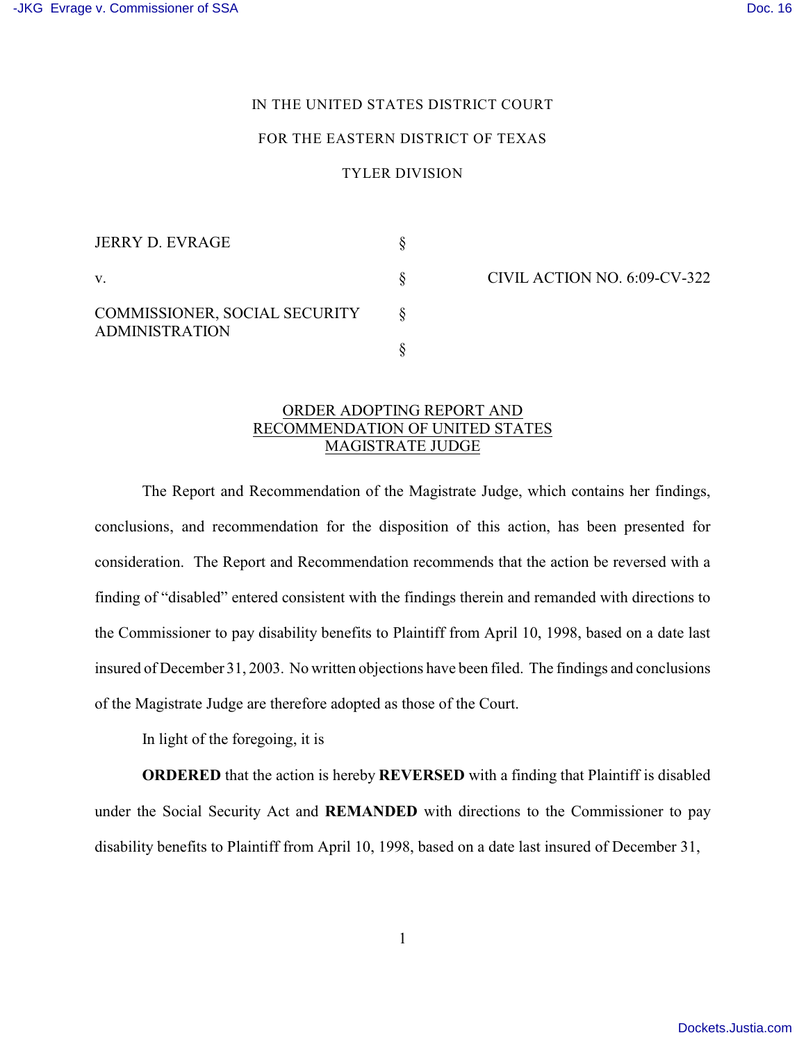IN THE UNITED STATES DISTRICT COURT

FOR THE EASTERN DISTRICT OF TEXAS

TYLER DIVISION

| | | |
|---|---|---|
| JERRY D. EVRAGE | § | |
| v. | § | CIVIL ACTION NO. 6:09-CV-322 |
| COMMISSIONER, SOCIAL SECURITY ADMINISTRATION | § | |
| | § | |

ORDER ADOPTING REPORT AND RECOMMENDATION OF UNITED STATES MAGISTRATE JUDGE

The Report and Recommendation of the Magistrate Judge, which contains her findings, conclusions, and recommendation for the disposition of this action, has been presented for consideration. The Report and Recommendation recommends that the action be reversed with a finding of "disabled" entered consistent with the findings therein and remanded with directions to the Commissioner to pay disability benefits to Plaintiff from April 10, 1998, based on a date last insured of December 31, 2003. No written objections have been filed. The findings and conclusions of the Magistrate Judge are therefore adopted as those of the Court.

In light of the foregoing, it is

**ORDERED** that the action is hereby **REVERSED** with a finding that Plaintiff is disabled under the Social Security Act and **REMANDED** with directions to the Commissioner to pay disability benefits to Plaintiff from April 10, 1998, based on a date last insured of December 31,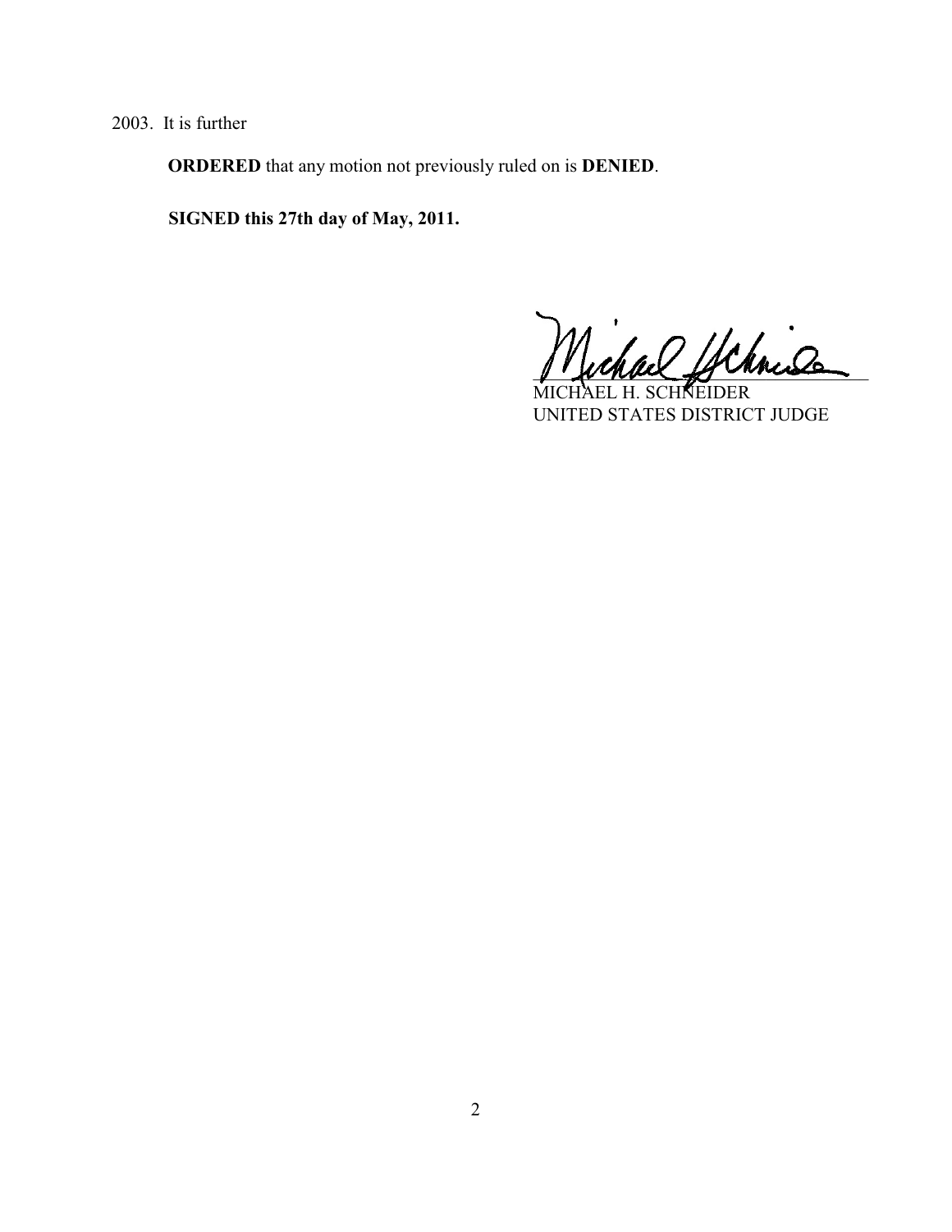2003. It is further

**ORDERED** that any motion not previously ruled on is **DENIED**.

**SIGNED this 27th day of May, 2011.**

MICHAEL H. SCHNEIDER
UNITED STATES DISTRICT JUDGE